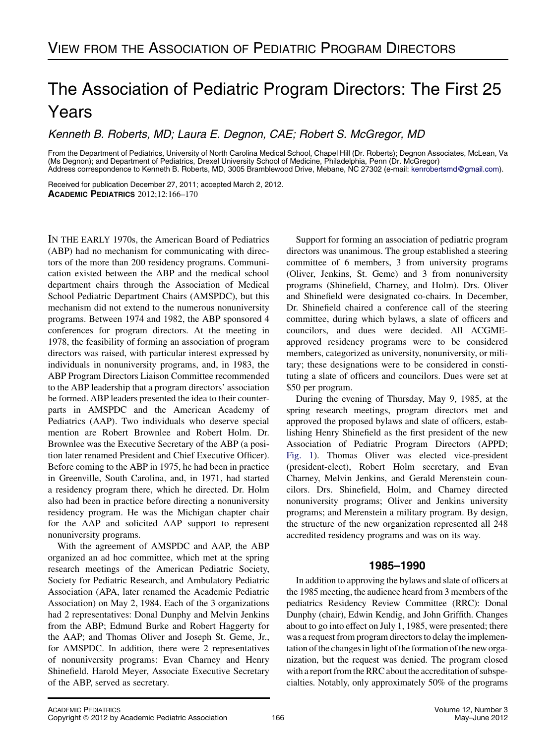# View from the Association of Pediatric Program Directors

# The Association of Pediatric Program Directors: The First 25 Years

*Kenneth B. Roberts, MD; Laura E. Degnon, CAE; Robert S. McGregor, MD*

From the Department of Pediatrics, University of North Carolina Medical School, Chapel Hill (Dr. Roberts); Degnon Associates, McLean, Va (Ms Degnon); and Department of Pediatrics, Drexel University School of Medicine, Philadelphia, Penn (Dr. McGregor)
Address correspondence to Kenneth B. Roberts, MD, 3005 Bramblewood Drive, Mebane, NC 27302 (e-mail: kenrobertsmd@gmail.com).

Received for publication December 27, 2011; accepted March 2, 2012.

IN THE EARLY 1970s, the American Board of Pediatrics (ABP) had no mechanism for communicating with directors of the more than 200 residency programs. Communication existed between the ABP and the medical school department chairs through the Association of Medical School Pediatric Department Chairs (AMSPDC), but this mechanism did not extend to the numerous nonuniversity programs. Between 1974 and 1982, the ABP sponsored 4 conferences for program directors. At the meeting in 1978, the feasibility of forming an association of program directors was raised, with particular interest expressed by individuals in nonuniversity programs, and, in 1983, the ABP Program Directors Liaison Committee recommended to the ABP leadership that a program directors' association be formed. ABP leaders presented the idea to their counterparts in AMSPDC and the American Academy of Pediatrics (AAP). Two individuals who deserve special mention are Robert Brownlee and Robert Holm. Dr. Brownlee was the Executive Secretary of the ABP (a position later renamed President and Chief Executive Officer). Before coming to the ABP in 1975, he had been in practice in Greenville, South Carolina, and, in 1971, had started a residency program there, which he directed. Dr. Holm also had been in practice before directing a nonuniversity residency program. He was the Michigan chapter chair for the AAP and solicited AAP support to represent nonuniversity programs.

With the agreement of AMSPDC and AAP, the ABP organized an ad hoc committee, which met at the spring research meetings of the American Pediatric Society, Society for Pediatric Research, and Ambulatory Pediatric Association (APA, later renamed the Academic Pediatric Association) on May 2, 1984. Each of the 3 organizations had 2 representatives: Donal Dunphy and Melvin Jenkins from the ABP; Edmund Burke and Robert Haggerty for the AAP; and Thomas Oliver and Joseph St. Geme, Jr., for AMSPDC. In addition, there were 2 representatives of nonuniversity programs: Evan Charney and Henry Shinefield. Harold Meyer, Associate Executive Secretary of the ABP, served as secretary.

Support for forming an association of pediatric program directors was unanimous. The group established a steering committee of 6 members, 3 from university programs (Oliver, Jenkins, St. Geme) and 3 from nonuniversity programs (Shinefield, Charney, and Holm). Drs. Oliver and Shinefield were designated co-chairs. In December, Dr. Shinefield chaired a conference call of the steering committee, during which bylaws, a slate of officers and councilors, and dues were decided. All ACGME-approved residency programs were to be considered members, categorized as university, nonuniversity, or military; these designations were to be considered in constituting a slate of officers and councilors. Dues were set at \$50 per program.

During the evening of Thursday, May 9, 1985, at the spring research meetings, program directors met and approved the proposed bylaws and slate of officers, establishing Henry Shinefield as the first president of the new Association of Pediatric Program Directors (APPD; Fig. 1). Thomas Oliver was elected vice-president (president-elect), Robert Holm secretary, and Evan Charney, Melvin Jenkins, and Gerald Merenstein councilors. Drs. Shinefield, Holm, and Charney directed nonuniversity programs; Oliver and Jenkins university programs; and Merenstein a military program. By design, the structure of the new organization represented all 248 accredited residency programs and was on its way.

## 1985–1990

In addition to approving the bylaws and slate of officers at the 1985 meeting, the audience heard from 3 members of the pediatrics Residency Review Committee (RRC): Donal Dunphy (chair), Edwin Kendig, and John Griffith. Changes about to go into effect on July 1, 1985, were presented; there was a request from program directors to delay the implementation of the changes in light of the formation of the new organization, but the request was denied. The program closed with a report from the RRC about the accreditation of subspecialties. Notably, only approximately 50% of the programs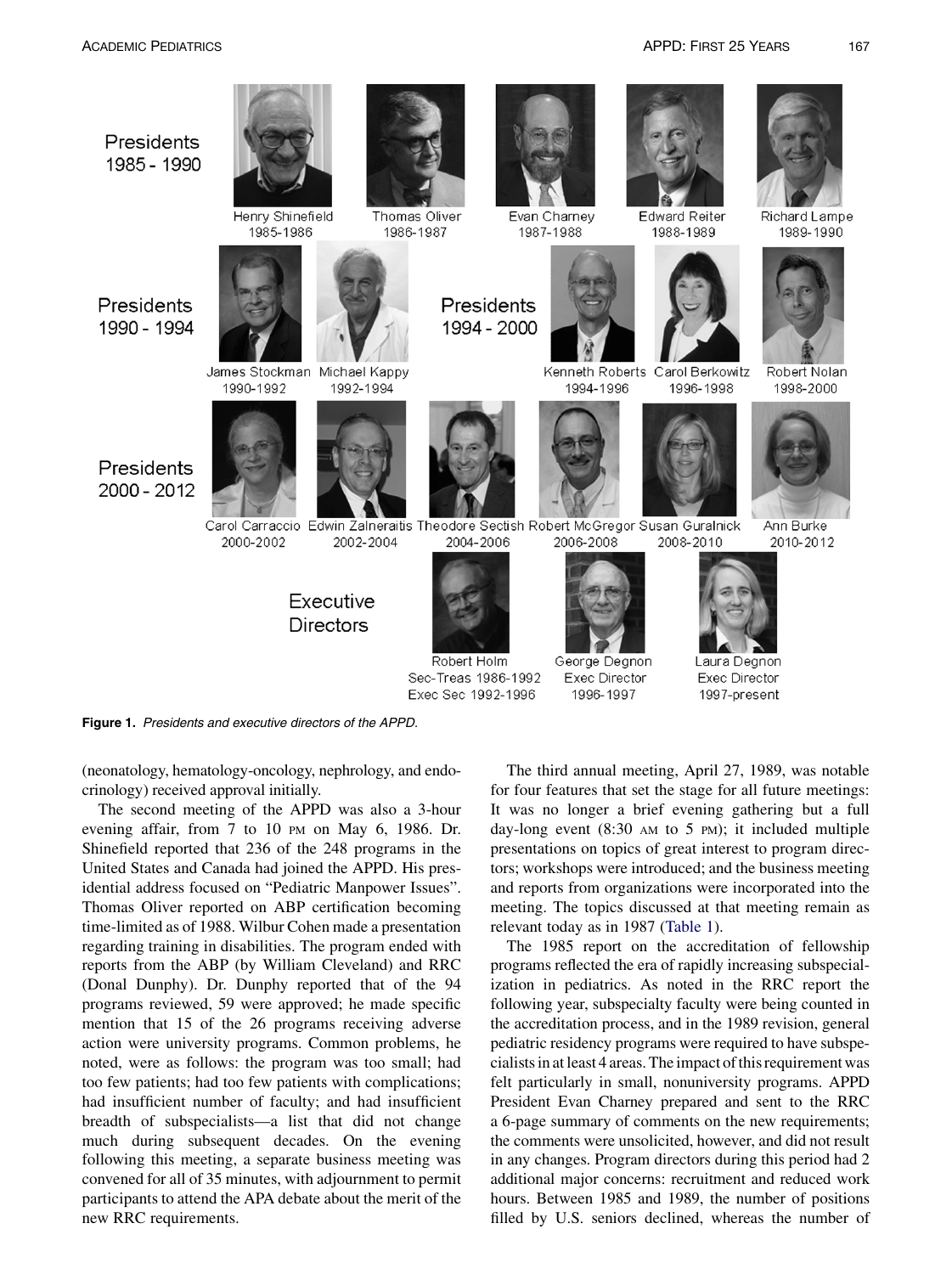Presidents 1985 - 1990

Henry Shinefield 1985-1986 | Thomas Oliver 1986-1987 | Evan Charney 1987-1988 | Edward Reiter 1988-1989 | Richard Lampe 1989-1990

Presidents 1990 - 1994

James Stockman 1990-1992 | Michael Kappy 1992-1994

Presidents 1994 - 2000

Kenneth Roberts 1994-1996 | Carol Berkowitz 1996-1998 | Robert Nolan 1998-2000

Presidents 2000 - 2012

Carol Carraccio 2000-2002 | Edwin Zalneraitis 2002-2004 | Theodore Sectish 2004-2006 | Robert McGregor 2006-2008 | Susan Guralnick 2008-2010 | Ann Burke 2010-2012

Executive Directors

Robert Holm Sec-Treas 1986-1992 Exec Sec 1992-1996 | George Degnon Exec Director 1996-1997 | Laura Degnon Exec Director 1997-present

**Figure 1.** *Presidents and executive directors of the APPD.*

(neonatology, hematology-oncology, nephrology, and endocrinology) received approval initially.

The second meeting of the APPD was also a 3-hour evening affair, from 7 to 10 PM on May 6, 1986. Dr. Shinefield reported that 236 of the 248 programs in the United States and Canada had joined the APPD. His presidential address focused on "Pediatric Manpower Issues". Thomas Oliver reported on ABP certification becoming time-limited as of 1988. Wilbur Cohen made a presentation regarding training in disabilities. The program ended with reports from the ABP (by William Cleveland) and RRC (Donal Dunphy). Dr. Dunphy reported that of the 94 programs reviewed, 59 were approved; he made specific mention that 15 of the 26 programs receiving adverse action were university programs. Common problems, he noted, were as follows: the program was too small; had too few patients; had too few patients with complications; had insufficient number of faculty; and had insufficient breadth of subspecialists—a list that did not change much during subsequent decades. On the evening following this meeting, a separate business meeting was convened for all of 35 minutes, with adjournment to permit participants to attend the APA debate about the merit of the new RRC requirements.

The third annual meeting, April 27, 1989, was notable for four features that set the stage for all future meetings: It was no longer a brief evening gathering but a full day-long event (8:30 AM to 5 PM); it included multiple presentations on topics of great interest to program directors; workshops were introduced; and the business meeting and reports from organizations were incorporated into the meeting. The topics discussed at that meeting remain as relevant today as in 1987 (Table 1).

The 1985 report on the accreditation of fellowship programs reflected the era of rapidly increasing subspecialization in pediatrics. As noted in the RRC report the following year, subspecialty faculty were being counted in the accreditation process, and in the 1989 revision, general pediatric residency programs were required to have subspecialists in at least 4 areas. The impact of this requirement was felt particularly in small, nonuniversity programs. APPD President Evan Charney prepared and sent to the RRC a 6-page summary of comments on the new requirements; the comments were unsolicited, however, and did not result in any changes. Program directors during this period had 2 additional major concerns: recruitment and reduced work hours. Between 1985 and 1989, the number of positions filled by U.S. seniors declined, whereas the number of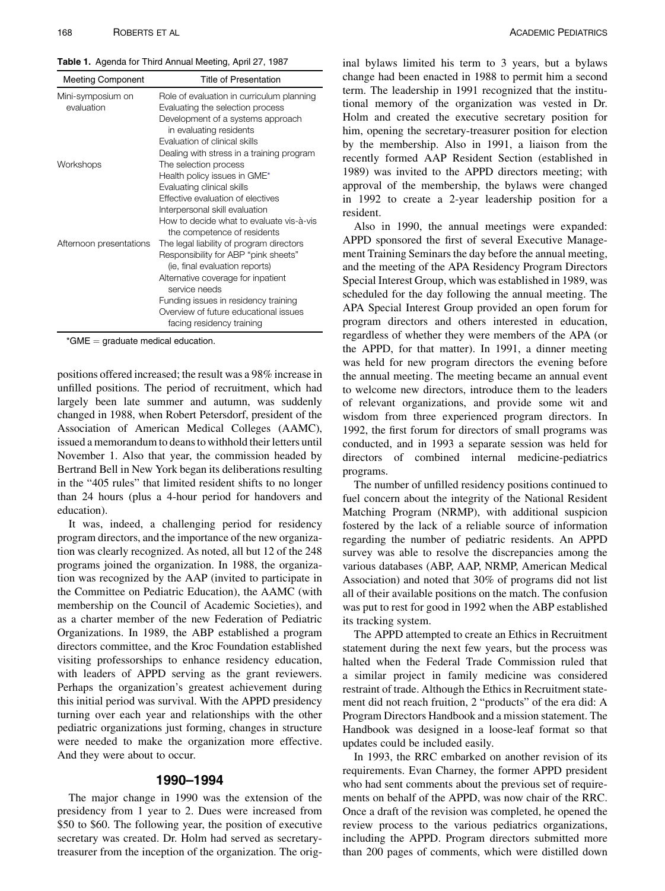**Table 1.** Agenda for Third Annual Meeting, April 27, 1987

| Meeting Component | Title of Presentation |
|---|---|
| Mini-symposium on evaluation | Role of evaluation in curriculum planning |
| | Evaluating the selection process |
| | Development of a systems approach in evaluating residents |
| | Evaluation of clinical skills |
| | Dealing with stress in a training program |
| Workshops | The selection process |
| | Health policy issues in GME* |
| | Evaluating clinical skills |
| | Effective evaluation of electives |
| | Interpersonal skill evaluation |
| | How to decide what to evaluate vis-à-vis the competence of residents |
| Afternoon presentations | The legal liability of program directors |
| | Responsibility for ABP "pink sheets" (ie, final evaluation reports) |
| | Alternative coverage for inpatient service needs |
| | Funding issues in residency training |
| | Overview of future educational issues facing residency training |

*GME = graduate medical education.

positions offered increased; the result was a 98% increase in unfilled positions. The period of recruitment, which had largely been late summer and autumn, was suddenly changed in 1988, when Robert Petersdorf, president of the Association of American Medical Colleges (AAMC), issued a memorandum to deans to withhold their letters until November 1. Also that year, the commission headed by Bertrand Bell in New York began its deliberations resulting in the "405 rules" that limited resident shifts to no longer than 24 hours (plus a 4-hour period for handovers and education).

It was, indeed, a challenging period for residency program directors, and the importance of the new organization was clearly recognized. As noted, all but 12 of the 248 programs joined the organization. In 1988, the organization was recognized by the AAP (invited to participate in the Committee on Pediatric Education), the AAMC (with membership on the Council of Academic Societies), and as a charter member of the new Federation of Pediatric Organizations. In 1989, the ABP established a program directors committee, and the Kroc Foundation established visiting professorships to enhance residency education, with leaders of APPD serving as the grant reviewers. Perhaps the organization's greatest achievement during this initial period was survival. With the APPD presidency turning over each year and relationships with the other pediatric organizations just forming, changes in structure were needed to make the organization more effective. And they were about to occur.

## 1990–1994

The major change in 1990 was the extension of the presidency from 1 year to 2. Dues were increased from $50 to $60. The following year, the position of executive secretary was created. Dr. Holm had served as secretary-treasurer from the inception of the organization. The original bylaws limited his term to 3 years, but a bylaws change had been enacted in 1988 to permit him a second term. The leadership in 1991 recognized that the institutional memory of the organization was vested in Dr. Holm and created the executive secretary position for him, opening the secretary-treasurer position for election by the membership. Also in 1991, a liaison from the recently formed AAP Resident Section (established in 1989) was invited to the APPD directors meeting; with approval of the membership, the bylaws were changed in 1992 to create a 2-year leadership position for a resident.

Also in 1990, the annual meetings were expanded: APPD sponsored the first of several Executive Management Training Seminars the day before the annual meeting, and the meeting of the APA Residency Program Directors Special Interest Group, which was established in 1989, was scheduled for the day following the annual meeting. The APA Special Interest Group provided an open forum for program directors and others interested in education, regardless of whether they were members of the APA (or the APPD, for that matter). In 1991, a dinner meeting was held for new program directors the evening before the annual meeting. The meeting became an annual event to welcome new directors, introduce them to the leaders of relevant organizations, and provide some wit and wisdom from three experienced program directors. In 1992, the first forum for directors of small programs was conducted, and in 1993 a separate session was held for directors of combined internal medicine-pediatrics programs.

The number of unfilled residency positions continued to fuel concern about the integrity of the National Resident Matching Program (NRMP), with additional suspicion fostered by the lack of a reliable source of information regarding the number of pediatric residents. An APPD survey was able to resolve the discrepancies among the various databases (ABP, AAP, NRMP, American Medical Association) and noted that 30% of programs did not list all of their available positions on the match. The confusion was put to rest for good in 1992 when the ABP established its tracking system.

The APPD attempted to create an Ethics in Recruitment statement during the next few years, but the process was halted when the Federal Trade Commission ruled that a similar project in family medicine was considered restraint of trade. Although the Ethics in Recruitment statement did not reach fruition, 2 "products" of the era did: A Program Directors Handbook and a mission statement. The Handbook was designed in a loose-leaf format so that updates could be included easily.

In 1993, the RRC embarked on another revision of its requirements. Evan Charney, the former APPD president who had sent comments about the previous set of requirements on behalf of the APPD, was now chair of the RRC. Once a draft of the revision was completed, he opened the review process to the various pediatrics organizations, including the APPD. Program directors submitted more than 200 pages of comments, which were distilled down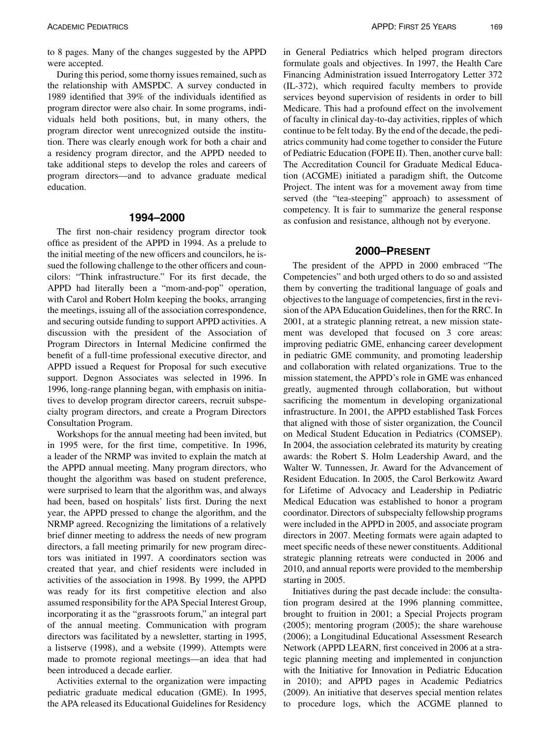to 8 pages. Many of the changes suggested by the APPD were accepted.

During this period, some thorny issues remained, such as the relationship with AMSPDC. A survey conducted in 1989 identified that 39% of the individuals identified as program director were also chair. In some programs, individuals held both positions, but, in many others, the program director went unrecognized outside the institution. There was clearly enough work for both a chair and a residency program director, and the APPD needed to take additional steps to develop the roles and careers of program directors—and to advance graduate medical education.

## 1994–2000

The first non-chair residency program director took office as president of the APPD in 1994. As a prelude to the initial meeting of the new officers and councilors, he issued the following challenge to the other officers and councilors: "Think infrastructure." For its first decade, the APPD had literally been a "mom-and-pop" operation, with Carol and Robert Holm keeping the books, arranging the meetings, issuing all of the association correspondence, and securing outside funding to support APPD activities. A discussion with the president of the Association of Program Directors in Internal Medicine confirmed the benefit of a full-time professional executive director, and APPD issued a Request for Proposal for such executive support. Degnon Associates was selected in 1996. In 1996, long-range planning began, with emphasis on initiatives to develop program director careers, recruit subspecialty program directors, and create a Program Directors Consultation Program.

Workshops for the annual meeting had been invited, but in 1995 were, for the first time, competitive. In 1996, a leader of the NRMP was invited to explain the match at the APPD annual meeting. Many program directors, who thought the algorithm was based on student preference, were surprised to learn that the algorithm was, and always had been, based on hospitals' lists first. During the next year, the APPD pressed to change the algorithm, and the NRMP agreed. Recognizing the limitations of a relatively brief dinner meeting to address the needs of new program directors, a fall meeting primarily for new program directors was initiated in 1997. A coordinators section was created that year, and chief residents were included in activities of the association in 1998. By 1999, the APPD was ready for its first competitive election and also assumed responsibility for the APA Special Interest Group, incorporating it as the "grassroots forum," an integral part of the annual meeting. Communication with program directors was facilitated by a newsletter, starting in 1995, a listserve (1998), and a website (1999). Attempts were made to promote regional meetings—an idea that had been introduced a decade earlier.

Activities external to the organization were impacting pediatric graduate medical education (GME). In 1995, the APA released its Educational Guidelines for Residency in General Pediatrics which helped program directors formulate goals and objectives. In 1997, the Health Care Financing Administration issued Interrogatory Letter 372 (IL-372), which required faculty members to provide services beyond supervision of residents in order to bill Medicare. This had a profound effect on the involvement of faculty in clinical day-to-day activities, ripples of which continue to be felt today. By the end of the decade, the pediatrics community had come together to consider the Future of Pediatric Education (FOPE II). Then, another curve ball: The Accreditation Council for Graduate Medical Education (ACGME) initiated a paradigm shift, the Outcome Project. The intent was for a movement away from time served (the "tea-steeping" approach) to assessment of competency. It is fair to summarize the general response as confusion and resistance, although not by everyone.

## 2000–Present

The president of the APPD in 2000 embraced "The Competencies" and both urged others to do so and assisted them by converting the traditional language of goals and objectives to the language of competencies, first in the revision of the APA Education Guidelines, then for the RRC. In 2001, at a strategic planning retreat, a new mission statement was developed that focused on 3 core areas: improving pediatric GME, enhancing career development in pediatric GME community, and promoting leadership and collaboration with related organizations. True to the mission statement, the APPD's role in GME was enhanced greatly, augmented through collaboration, but without sacrificing the momentum in developing organizational infrastructure. In 2001, the APPD established Task Forces that aligned with those of sister organization, the Council on Medical Student Education in Pediatrics (COMSEP). In 2004, the association celebrated its maturity by creating awards: the Robert S. Holm Leadership Award, and the Walter W. Tunnessen, Jr. Award for the Advancement of Resident Education. In 2005, the Carol Berkowitz Award for Lifetime of Advocacy and Leadership in Pediatric Medical Education was established to honor a program coordinator. Directors of subspecialty fellowship programs were included in the APPD in 2005, and associate program directors in 2007. Meeting formats were again adapted to meet specific needs of these newer constituents. Additional strategic planning retreats were conducted in 2006 and 2010, and annual reports were provided to the membership starting in 2005.

Initiatives during the past decade include: the consultation program desired at the 1996 planning committee, brought to fruition in 2001; a Special Projects program (2005); mentoring program (2005); the share warehouse (2006); a Longitudinal Educational Assessment Research Network (APPD LEARN, first conceived in 2006 at a strategic planning meeting and implemented in conjunction with the Initiative for Innovation in Pediatric Education in 2010); and APPD pages in Academic Pediatrics (2009). An initiative that deserves special mention relates to procedure logs, which the ACGME planned to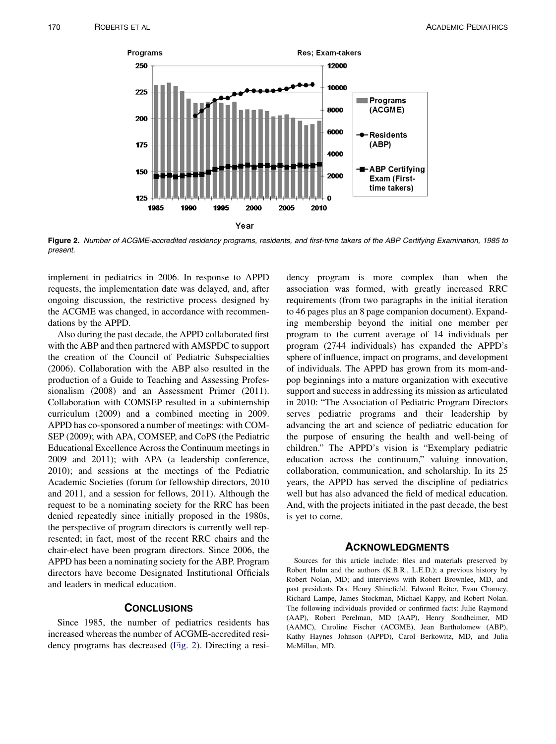Programs

Res; Exam-takers

250
225
200
175
150
125

12000
10000
8000
6000
4000
2000
0

1985
1990
1995
2000
2005
2010

Year

Programs (ACGME)

Residents (ABP)

ABP Certifying Exam (First-time takers)

**Figure 2.** *Number of ACGME-accredited residency programs, residents, and first-time takers of the ABP Certifying Examination, 1985 to present.*

implement in pediatrics in 2006. In response to APPD requests, the implementation date was delayed, and, after ongoing discussion, the restrictive process designed by the ACGME was changed, in accordance with recommendations by the APPD.

Also during the past decade, the APPD collaborated first with the ABP and then partnered with AMSPDC to support the creation of the Council of Pediatric Subspecialties (2006). Collaboration with the ABP also resulted in the production of a Guide to Teaching and Assessing Professionalism (2008) and an Assessment Primer (2011). Collaboration with COMSEP resulted in a subinternship curriculum (2009) and a combined meeting in 2009. APPD has co-sponsored a number of meetings: with COMSEP (2009); with APA, COMSEP, and CoPS (the Pediatric Educational Excellence Across the Continuum meetings in 2009 and 2011); with APA (a leadership conference, 2010); and sessions at the meetings of the Pediatric Academic Societies (forum for fellowship directors, 2010 and 2011, and a session for fellows, 2011). Although the request to be a nominating society for the RRC has been denied repeatedly since initially proposed in the 1980s, the perspective of program directors is currently well represented; in fact, most of the recent RRC chairs and the chair-elect have been program directors. Since 2006, the APPD has been a nominating society for the ABP. Program directors have become Designated Institutional Officials and leaders in medical education.

## Conclusions

Since 1985, the number of pediatrics residents has increased whereas the number of ACGME-accredited residency programs has decreased (Fig. 2). Directing a residency program is more complex than when the association was formed, with greatly increased RRC requirements (from two paragraphs in the initial iteration to 46 pages plus an 8 page companion document). Expanding membership beyond the initial one member per program to the current average of 14 individuals per program (2744 individuals) has expanded the APPD's sphere of influence, impact on programs, and development of individuals. The APPD has grown from its mom-and-pop beginnings into a mature organization with executive support and success in addressing its mission as articulated in 2010: "The Association of Pediatric Program Directors serves pediatric programs and their leadership by advancing the art and science of pediatric education for the purpose of ensuring the health and well-being of children." The APPD's vision is "Exemplary pediatric education across the continuum," valuing innovation, collaboration, communication, and scholarship. In its 25 years, the APPD has served the discipline of pediatrics well but has also advanced the field of medical education. And, with the projects initiated in the past decade, the best is yet to come.

## Acknowledgments

Sources for this article include: files and materials preserved by Robert Holm and the authors (K.B.R., L.E.D.); a previous history by Robert Nolan, MD; and interviews with Robert Brownlee, MD, and past presidents Drs. Henry Shinefield, Edward Reiter, Evan Charney, Richard Lampe, James Stockman, Michael Kappy, and Robert Nolan. The following individuals provided or confirmed facts: Julie Raymond (AAP), Robert Perelman, MD (AAP), Henry Sondheimer, MD (AAMC), Caroline Fischer (ACGME), Jean Bartholomew (ABP), Kathy Haynes Johnson (APPD), Carol Berkowitz, MD, and Julia McMillan, MD.